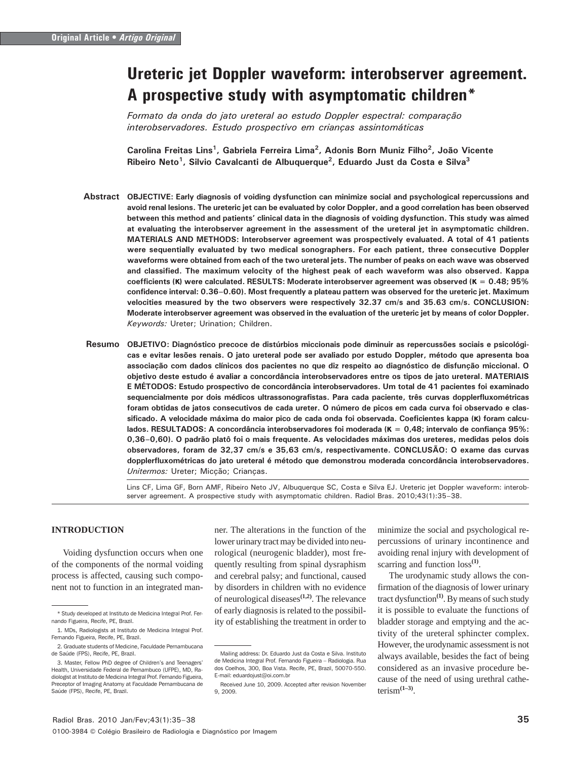Original Article • *Artigo Original*

# Ureteric jet Doppler waveform: interobserver agreement. A prospective study with asymptomatic children*

*Formato da onda do jato ureteral ao estudo Doppler espectral: comparação interobservadores. Estudo prospectivo em crianças assintomáticas*

**Carolina Freitas Lins[1], Gabriela Ferreira Lima[2], Adonis Born Muniz Filho[2], João Vicente Ribeiro Neto[1], Silvio Cavalcanti de Albuquerque[2], Eduardo Just da Costa e Silva[3]**

**Abstract** **OBJECTIVE: Early diagnosis of voiding dysfunction can minimize social and psychological repercussions and avoid renal lesions. The ureteric jet can be evaluated by color Doppler, and a good correlation has been observed between this method and patients' clinical data in the diagnosis of voiding dysfunction. This study was aimed at evaluating the interobserver agreement in the assessment of the ureteral jet in asymptomatic children. MATERIALS AND METHODS: Interobserver agreement was prospectively evaluated. A total of 41 patients were sequentially evaluated by two medical sonographers. For each patient, three consecutive Doppler waveforms were obtained from each of the two ureteral jets. The number of peaks on each wave was observed and classified. The maximum velocity of the highest peak of each waveform was also observed. Kappa coefficients (κ) were calculated. RESULTS: Moderate interobserver agreement was observed (κ = 0.48; 95% confidence interval: 0.36–0.60). Most frequently a plateau pattern was observed for the ureteric jet. Maximum velocities measured by the two observers were respectively 32.37 cm/s and 35.63 cm/s. CONCLUSION: Moderate interobserver agreement was observed in the evaluation of the ureteric jet by means of color Doppler.**
*Keywords:* Ureter; Urination; Children.

**Resumo** **OBJETIVO: Diagnóstico precoce de distúrbios miccionais pode diminuir as repercussões sociais e psicológicas e evitar lesões renais. O jato ureteral pode ser avaliado por estudo Doppler, método que apresenta boa associação com dados clínicos dos pacientes no que diz respeito ao diagnóstico de disfunção miccional. O objetivo deste estudo é avaliar a concordância interobservadores entre os tipos de jato ureteral. MATERIAIS E MÉTODOS: Estudo prospectivo de concordância interobservadores. Um total de 41 pacientes foi examinado sequencialmente por dois médicos ultrassonografistas. Para cada paciente, três curvas dopplerfluxométricas foram obtidas de jatos consecutivos de cada ureter. O número de picos em cada curva foi observado e classificado. A velocidade máxima do maior pico de cada onda foi observada. Coeficientes kappa (κ) foram calculados. RESULTADOS: A concordância interobservadores foi moderada (κ = 0,48; intervalo de confiança 95%: 0,36–0,60). O padrão platô foi o mais frequente. As velocidades máximas dos ureteres, medidas pelos dois observadores, foram de 32,37 cm/s e 35,63 cm/s, respectivamente. CONCLUSÃO: O exame das curvas dopplerfluxométricas do jato ureteral é método que demonstrou moderada concordância interobservadores.**
*Unitermos:* Ureter; Micção; Crianças.

Lins CF, Lima GF, Born AMF, Ribeiro Neto JV, Albuquerque SC, Costa e Silva EJ. Ureteric jet Doppler waveform: interobserver agreement. A prospective study with asymptomatic children. Radiol Bras. 2010;43(1):35–38.

## INTRODUCTION

Voiding dysfunction occurs when one of the components of the normal voiding process is affected, causing such component not to function in an integrated manner. The alterations in the function of the lower urinary tract may be divided into neurological (neurogenic bladder), most frequently resulting from spinal dysraphism and cerebral palsy; and functional, caused by disorders in children with no evidence of neurological diseases[1,2]. The relevance of early diagnosis is related to the possibility of establishing the treatment in order to minimize the social and psychological repercussions of urinary incontinence and avoiding renal injury with development of scarring and function loss[1].

The urodynamic study allows the confirmation of the diagnosis of lower urinary tract dysfunction[1]. By means of such study it is possible to evaluate the functions of bladder storage and emptying and the activity of the ureteral sphincter complex. However, the urodynamic assessment is not always available, besides the fact of being considered as an invasive procedure because of the need of using urethral catheterism[1–3].

---

* Study developed at Instituto de Medicina Integral Prof. Fernando Figueira, Recife, PE, Brazil.

1. MDs, Radiologists at Instituto de Medicina Integral Prof. Fernando Figueira, Recife, PE, Brazil.

2. Graduate students of Medicine, Faculdade Pernambucana de Saúde (FPS), Recife, PE, Brazil.

3. Master, Fellow PhD degree of Children's and Teenagers' Health, Universidade Federal de Pernambuco (UFPE), MD, Radiologist at Instituto de Medicina Integral Prof. Fernando Figueira, Preceptor of Imaging Anatomy at Faculdade Pernambucana de Saúde (FPS), Recife, PE, Brazil.

Mailing address: Dr. Eduardo Just da Costa e Silva. Instituto de Medicina Integral Prof. Fernando Figueira – Radiologia. Rua dos Coelhos, 300, Boa Vista. Recife, PE, Brazil, 50070-550. E-mail: eduardojust@oi.com.br

Received June 10, 2009. Accepted after revision November 9, 2009.

0100-3984 © Colégio Brasileiro de Radiologia e Diagnóstico por Imagem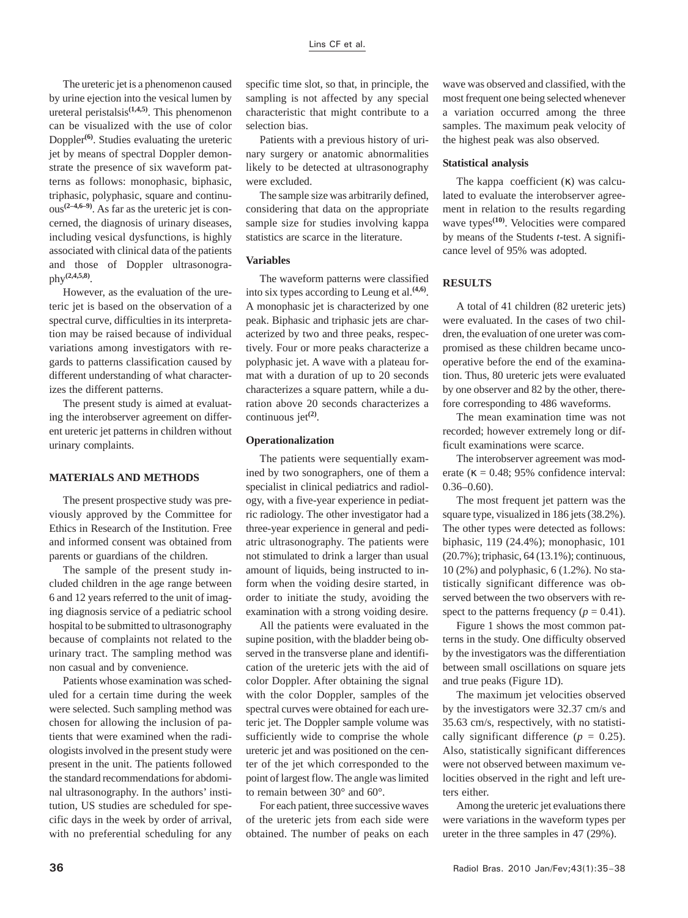The ureteric jet is a phenomenon caused by urine ejection into the vesical lumen by ureteral peristalsis[1,4,5]. This phenomenon can be visualized with the use of color Doppler[6]. Studies evaluating the ureteric jet by means of spectral Doppler demonstrate the presence of six waveform patterns as follows: monophasic, biphasic, triphasic, polyphasic, square and continuous[2–4,6–9]. As far as the ureteric jet is concerned, the diagnosis of urinary diseases, including vesical dysfunctions, is highly associated with clinical data of the patients and those of Doppler ultrasonography[2,4,5,8].

However, as the evaluation of the ureteric jet is based on the observation of a spectral curve, difficulties in its interpretation may be raised because of individual variations among investigators with regards to patterns classification caused by different understanding of what characterizes the different patterns.

The present study is aimed at evaluating the interobserver agreement on different ureteric jet patterns in children without urinary complaints.

## MATERIALS AND METHODS

The present prospective study was previously approved by the Committee for Ethics in Research of the Institution. Free and informed consent was obtained from parents or guardians of the children.

The sample of the present study included children in the age range between 6 and 12 years referred to the unit of imaging diagnosis service of a pediatric school hospital to be submitted to ultrasonography because of complaints not related to the urinary tract. The sampling method was non casual and by convenience.

Patients whose examination was scheduled for a certain time during the week were selected. Such sampling method was chosen for allowing the inclusion of patients that were examined when the radiologists involved in the present study were present in the unit. The patients followed the standard recommendations for abdominal ultrasonography. In the authors' institution, US studies are scheduled for specific days in the week by order of arrival, with no preferential scheduling for any specific time slot, so that, in principle, the sampling is not affected by any special characteristic that might contribute to a selection bias.

Patients with a previous history of urinary surgery or anatomic abnormalities likely to be detected at ultrasonography were excluded.

The sample size was arbitrarily defined, considering that data on the appropriate sample size for studies involving kappa statistics are scarce in the literature.

### Variables

The waveform patterns were classified into six types according to Leung et al.[4,6]. A monophasic jet is characterized by one peak. Biphasic and triphasic jets are characterized by two and three peaks, respectively. Four or more peaks characterize a polyphasic jet. A wave with a plateau format with a duration of up to 20 seconds characterizes a square pattern, while a duration above 20 seconds characterizes a continuous jet[2].

### Operationalization

The patients were sequentially examined by two sonographers, one of them a specialist in clinical pediatrics and radiology, with a five-year experience in pediatric radiology. The other investigator had a three-year experience in general and pediatric ultrasonography. The patients were not stimulated to drink a larger than usual amount of liquids, being instructed to inform when the voiding desire started, in order to initiate the study, avoiding the examination with a strong voiding desire.

All the patients were evaluated in the supine position, with the bladder being observed in the transverse plane and identification of the ureteric jets with the aid of color Doppler. After obtaining the signal with the color Doppler, samples of the spectral curves were obtained for each ureteric jet. The Doppler sample volume was sufficiently wide to comprise the whole ureteric jet and was positioned on the center of the jet which corresponded to the point of largest flow. The angle was limited to remain between 30° and 60°.

For each patient, three successive waves of the ureteric jets from each side were obtained. The number of peaks on each wave was observed and classified, with the most frequent one being selected whenever a variation occurred among the three samples. The maximum peak velocity of the highest peak was also observed.

### Statistical analysis

The kappa coefficient ($\kappa$) was calculated to evaluate the interobserver agreement in relation to the results regarding wave types[10]. Velocities were compared by means of the Students *t*-test. A significance level of 95% was adopted.

## RESULTS

A total of 41 children (82 ureteric jets) were evaluated. In the cases of two children, the evaluation of one ureter was compromised as these children became uncooperative before the end of the examination. Thus, 80 ureteric jets were evaluated by one observer and 82 by the other, therefore corresponding to 486 waveforms.

The mean examination time was not recorded; however extremely long or difficult examinations were scarce.

The interobserver agreement was moderate ($\kappa = 0.48$; 95% confidence interval: 0.36–0.60).

The most frequent jet pattern was the square type, visualized in 186 jets (38.2%). The other types were detected as follows: biphasic, 119 (24.4%); monophasic, 101 (20.7%); triphasic, 64 (13.1%); continuous, 10 (2%) and polyphasic, 6 (1.2%). No statistically significant difference was observed between the two observers with respect to the patterns frequency ($p = 0.41$).

Figure 1 shows the most common patterns in the study. One difficulty observed by the investigators was the differentiation between small oscillations on square jets and true peaks (Figure 1D).

The maximum jet velocities observed by the investigators were 32.37 cm/s and 35.63 cm/s, respectively, with no statistically significant difference ($p = 0.25$). Also, statistically significant differences were not observed between maximum velocities observed in the right and left ureters either.

Among the ureteric jet evaluations there were variations in the waveform types per ureter in the three samples in 47 (29%).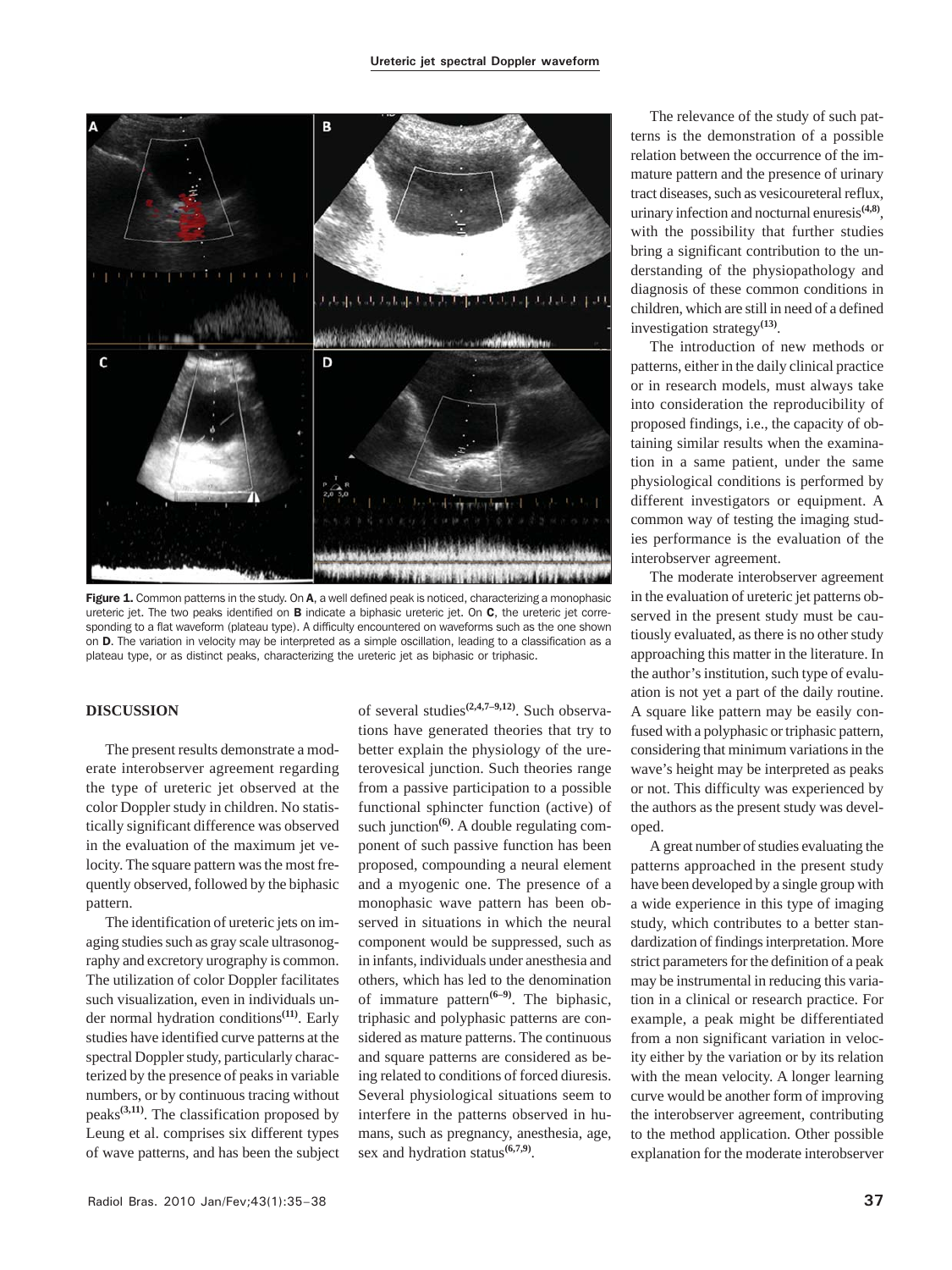Figure 1. Common patterns in the study. On **A**, a well defined peak is noticed, characterizing a monophasic ureteric jet. The two peaks identified on **B** indicate a biphasic ureteric jet. On **C**, the ureteric jet corresponding to a flat waveform (plateau type). A difficulty encountered on waveforms such as the one shown on **D**. The variation in velocity may be interpreted as a simple oscillation, leading to a classification as a plateau type, or as distinct peaks, characterizing the ureteric jet as biphasic or triphasic.

## DISCUSSION

The present results demonstrate a moderate interobserver agreement regarding the type of ureteric jet observed at the color Doppler study in children. No statistically significant difference was observed in the evaluation of the maximum jet velocity. The square pattern was the most frequently observed, followed by the biphasic pattern.

The identification of ureteric jets on imaging studies such as gray scale ultrasonography and excretory urography is common. The utilization of color Doppler facilitates such visualization, even in individuals under normal hydration conditions[11]. Early studies have identified curve patterns at the spectral Doppler study, particularly characterized by the presence of peaks in variable numbers, or by continuous tracing without peaks[3,11]. The classification proposed by Leung et al. comprises six different types of wave patterns, and has been the subject of several studies[2,4,7–9,12]. Such observations have generated theories that try to better explain the physiology of the ureterovesical junction. Such theories range from a passive participation to a possible functional sphincter function (active) of such junction[6]. A double regulating component of such passive function has been proposed, compounding a neural element and a myogenic one. The presence of a monophasic wave pattern has been observed in situations in which the neural component would be suppressed, such as in infants, individuals under anesthesia and others, which has led to the denomination of immature pattern[6–9]. The biphasic, triphasic and polyphasic patterns are considered as mature patterns. The continuous and square patterns are considered as being related to conditions of forced diuresis. Several physiological situations seem to interfere in the patterns observed in humans, such as pregnancy, anesthesia, age, sex and hydration status[6,7,9].

The relevance of the study of such patterns is the demonstration of a possible relation between the occurrence of the immature pattern and the presence of urinary tract diseases, such as vesicoureteral reflux, urinary infection and nocturnal enuresis[4,8], with the possibility that further studies bring a significant contribution to the understanding of the physiopathology and diagnosis of these common conditions in children, which are still in need of a defined investigation strategy[13].

The introduction of new methods or patterns, either in the daily clinical practice or in research models, must always take into consideration the reproducibility of proposed findings, i.e., the capacity of obtaining similar results when the examination in a same patient, under the same physiological conditions is performed by different investigators or equipment. A common way of testing the imaging studies performance is the evaluation of the interobserver agreement.

The moderate interobserver agreement in the evaluation of ureteric jet patterns observed in the present study must be cautiously evaluated, as there is no other study approaching this matter in the literature. In the author's institution, such type of evaluation is not yet a part of the daily routine. A square like pattern may be easily confused with a polyphasic or triphasic pattern, considering that minimum variations in the wave's height may be interpreted as peaks or not. This difficulty was experienced by the authors as the present study was developed.

A great number of studies evaluating the patterns approached in the present study have been developed by a single group with a wide experience in this type of imaging study, which contributes to a better standardization of findings interpretation. More strict parameters for the definition of a peak may be instrumental in reducing this variation in a clinical or research practice. For example, a peak might be differentiated from a non significant variation in velocity either by the variation or by its relation with the mean velocity. A longer learning curve would be another form of improving the interobserver agreement, contributing to the method application. Other possible explanation for the moderate interobserver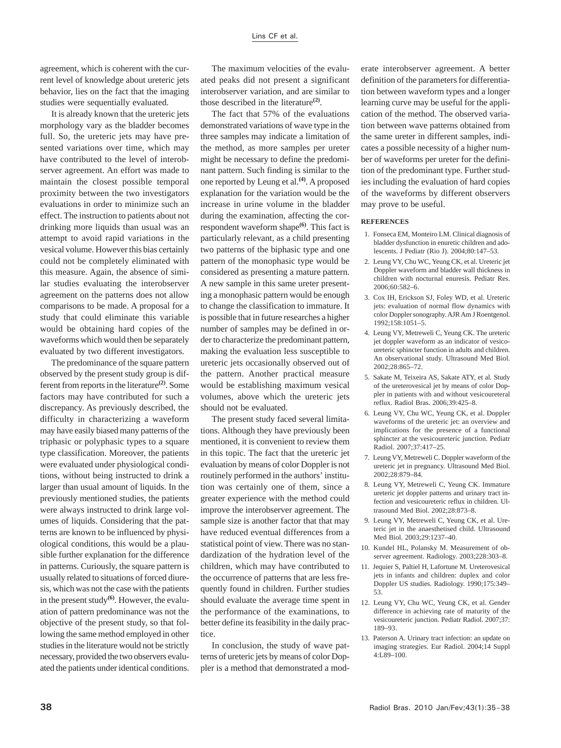agreement, which is coherent with the current level of knowledge about ureteric jets behavior, lies on the fact that the imaging studies were sequentially evaluated.

It is already known that the ureteric jets morphology vary as the bladder becomes full. So, the ureteric jets may have presented variations over time, which may have contributed to the level of interobserver agreement. An effort was made to maintain the closest possible temporal proximity between the two investigators evaluations in order to minimize such an effect. The instruction to patients about not drinking more liquids than usual was an attempt to avoid rapid variations in the vesical volume. However this bias certainly could not be completely eliminated with this measure. Again, the absence of similar studies evaluating the interobserver agreement on the patterns does not allow comparisons to be made. A proposal for a study that could eliminate this variable would be obtaining hard copies of the waveforms which would then be separately evaluated by two different investigators.

The predominance of the square pattern observed by the present study group is different from reports in the literature[2]. Some factors may have contributed for such a discrepancy. As previously described, the difficulty in characterizing a waveform may have easily biased many patterns of the triphasic or polyphasic types to a square type classification. Moreover, the patients were evaluated under physiological conditions, without being instructed to drink a larger than usual amount of liquids. In the previously mentioned studies, the patients were always instructed to drink large volumes of liquids. Considering that the patterns are known to be influenced by physiological conditions, this would be a plausible further explanation for the difference in patterns. Curiously, the square pattern is usually related to situations of forced diuresis, which was not the case with the patients in the present study[6]. However, the evaluation of pattern predominance was not the objective of the present study, so that following the same method employed in other studies in the literature would not be strictly necessary, provided the two observers evaluated the patients under identical conditions.

The maximum velocities of the evaluated peaks did not present a significant interobserver variation, and are similar to those described in the literature[2].

The fact that 57% of the evaluations demonstrated variations of wave type in the three samples may indicate a limitation of the method, as more samples per ureter might be necessary to define the predominant pattern. Such finding is similar to the one reported by Leung et al.[4]. A proposed explanation for the variation would be the increase in urine volume in the bladder during the examination, affecting the correspondent waveform shape[6]. This fact is particularly relevant, as a child presenting two patterns of the biphasic type and one pattern of the monophasic type would be considered as presenting a mature pattern. A new sample in this same ureter presenting a monophasic pattern would be enough to change the classification to immature. It is possible that in future researches a higher number of samples may be defined in order to characterize the predominant pattern, making the evaluation less susceptible to ureteric jets occasionally observed out of the pattern. Another practical measure would be establishing maximum vesical volumes, above which the ureteric jets should not be evaluated.

The present study faced several limitations. Although they have previously been mentioned, it is convenient to review them in this topic. The fact that the ureteric jet evaluation by means of color Doppler is not routinely performed in the authors' institution was certainly one of them, since a greater experience with the method could improve the interobserver agreement. The sample size is another factor that that may have reduced eventual differences from a statistical point of view. There was no standardization of the hydration level of the children, which may have contributed to the occurrence of patterns that are less frequently found in children. Further studies should evaluate the average time spent in the performance of the examinations, to better define its feasibility in the daily practice.

In conclusion, the study of wave patterns of ureteric jets by means of color Doppler is a method that demonstrated a moderate interobserver agreement. A better definition of the parameters for differentiation between waveform types and a longer learning curve may be useful for the application of the method. The observed variation between wave patterns obtained from the same ureter in different samples, indicates a possible necessity of a higher number of waveforms per ureter for the definition of the predominant type. Further studies including the evaluation of hard copies of the waveforms by different observers may prove to be useful.

## REFERENCES

1. Fonseca EM, Monteiro LM. Clinical diagnosis of bladder dysfunction in enuretic children and adolescents. J Pediatr (Rio J). 2004;80:147–53.
2. Leung VY, Chu WC, Yeung CK, et al. Ureteric jet Doppler waveform and bladder wall thickness in children with nocturnal enuresis. Pediatr Res. 2006;60:582–6.
3. Cox IH, Erickson SJ, Foley WD, et al. Ureteric jets: evaluation of normal flow dynamics with color Doppler sonography. AJR Am J Roentgenol. 1992;158:1051–5.
4. Leung VY, Metreweli C, Yeung CK. The ureteric jet doppler waveform as an indicator of vesicoureteric sphincter function in adults and children. An observational study. Ultrasound Med Biol. 2002;28:865–72.
5. Sakate M, Teixeira AS, Sakate ATY, et al. Study of the ureterovesical jet by means of color Doppler in patients with and without vesicoureteral reflux. Radiol Bras. 2006;39:425–8.
6. Leung VY, Chu WC, Yeung CK, et al. Doppler waveforms of the ureteric jet: an overview and implications for the presence of a functional sphincter at the vesicoureteric junction. Pediatr Radiol. 2007;37:417–25.
7. Leung VY, Metreweli C. Doppler waveform of the ureteric jet in pregnancy. Ultrasound Med Biol. 2002;28:879–84.
8. Leung VY, Metreweli C, Yeung CK. Immature ureteric jet doppler patterns and urinary tract infection and vesicoureteric reflux in children. Ultrasound Med Biol. 2002;28:873–8.
9. Leung VY, Metreweli C, Yeung CK, et al. Ureteric jet in the anaesthetised child. Ultrasound Med Biol. 2003;29:1237–40.
10. Kundel HL, Polansky M. Measurement of observer agreement. Radiology. 2003;228:303–8.
11. Jequier S, Paltiel H, Lafortune M. Ureterovesical jets in infants and children: duplex and color Doppler US studies. Radiology. 1990;175:349–53.
12. Leung VY, Chu WC, Yeung CK, et al. Gender difference in achieving rate of maturity of the vesicoureteric junction. Pediatr Radiol. 2007;37:189–93.
13. Paterson A. Urinary tract infection: an update on imaging strategies. Eur Radiol. 2004;14 Suppl 4:L89–100.